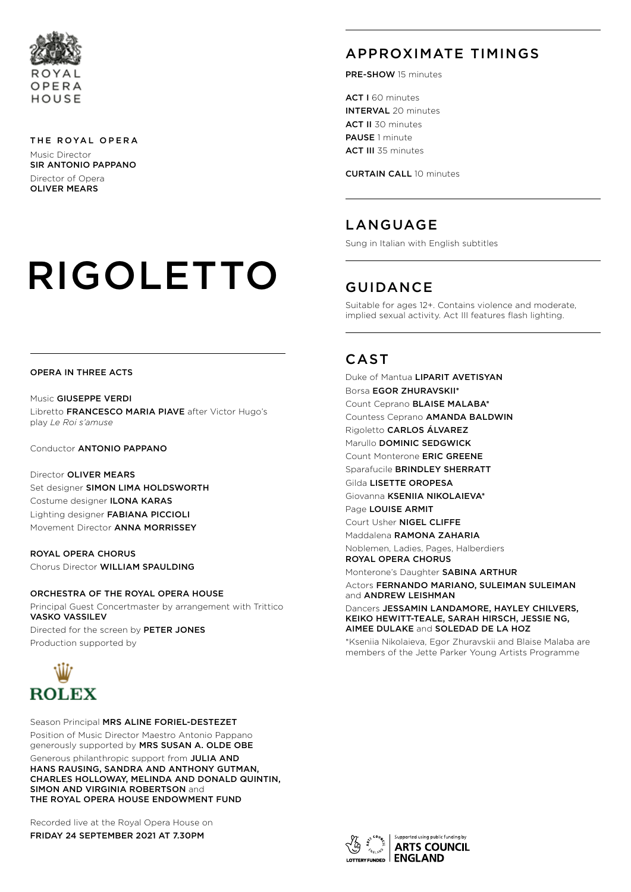ROYAL OPERA HOUSE

THE ROYAL OPERA

Music Director
**SIR ANTONIO PAPPANO**

Director of Opera
**OLIVER MEARS**

# RIGOLETTO

**OPERA IN THREE ACTS**

Music **GIUSEPPE VERDI**
Libretto **FRANCESCO MARIA PIAVE** after Victor Hugo's play *Le Roi s'amuse*

Conductor **ANTONIO PAPPANO**

Director **OLIVER MEARS**
Set designer **SIMON LIMA HOLDSWORTH**
Costume designer **ILONA KARAS**
Lighting designer **FABIANA PICCIOLI**
Movement Director **ANNA MORRISSEY**

**ROYAL OPERA CHORUS**
Chorus Director **WILLIAM SPAULDING**

**ORCHESTRA OF THE ROYAL OPERA HOUSE**
Principal Guest Concertmaster by arrangement with Trittico **VASKO VASSILEV**
Directed for the screen by **PETER JONES**
Production supported by

ROLEX

Season Principal **MRS ALINE FORIEL-DESTEZET**
Position of Music Director Maestro Antonio Pappano generously supported by **MRS SUSAN A. OLDE OBE**
Generous philanthropic support from **JULIA AND HANS RAUSING, SANDRA AND ANTHONY GUTMAN, CHARLES HOLLOWAY, MELINDA AND DONALD QUINTIN, SIMON AND VIRGINIA ROBERTSON** and **THE ROYAL OPERA HOUSE ENDOWMENT FUND**

Recorded live at the Royal Opera House on
**FRIDAY 24 SEPTEMBER 2021 AT 7.30PM**

## APPROXIMATE TIMINGS

**PRE-SHOW** 15 minutes

**ACT I** 60 minutes
**INTERVAL** 20 minutes
**ACT II** 30 minutes
**PAUSE** 1 minute
**ACT III** 35 minutes

**CURTAIN CALL** 10 minutes

## LANGUAGE

Sung in Italian with English subtitles

## GUIDANCE

Suitable for ages 12+. Contains violence and moderate, implied sexual activity. Act III features flash lighting.

## CAST

Duke of Mantua **LIPARIT AVETISYAN**
Borsa **EGOR ZHURAVSKII***
Count Ceprano **BLAISE MALABA***
Countess Ceprano **AMANDA BALDWIN**
Rigoletto **CARLOS ÁLVAREZ**
Marullo **DOMINIC SEDGWICK**
Count Monterone **ERIC GREENE**
Sparafucile **BRINDLEY SHERRATT**
Gilda **LISETTE OROPESA**
Giovanna **KSENIIA NIKOLAIEVA***
Page **LOUISE ARMIT**
Court Usher **NIGEL CLIFFE**
Maddalena **RAMONA ZAHARIA**
Noblemen, Ladies, Pages, Halberdiers
**ROYAL OPERA CHORUS**
Monterone's Daughter **SABINA ARTHUR**
Actors **FERNANDO MARIANO, SULEIMAN SULEIMAN** and **ANDREW LEISHMAN**
Dancers **JESSAMIN LANDAMORE, HAYLEY CHILVERS, KEIKO HEWITT-TEALE, SARAH HIRSCH, JESSIE NG, AIMEE DULAKE** and **SOLEDAD DE LA HOZ**

*Kseniia Nikolaieva, Egor Zhuravskii and Blaise Malaba are members of the Jette Parker Young Artists Programme

LOTTERY FUNDED | Supported using public funding by ARTS COUNCIL ENGLAND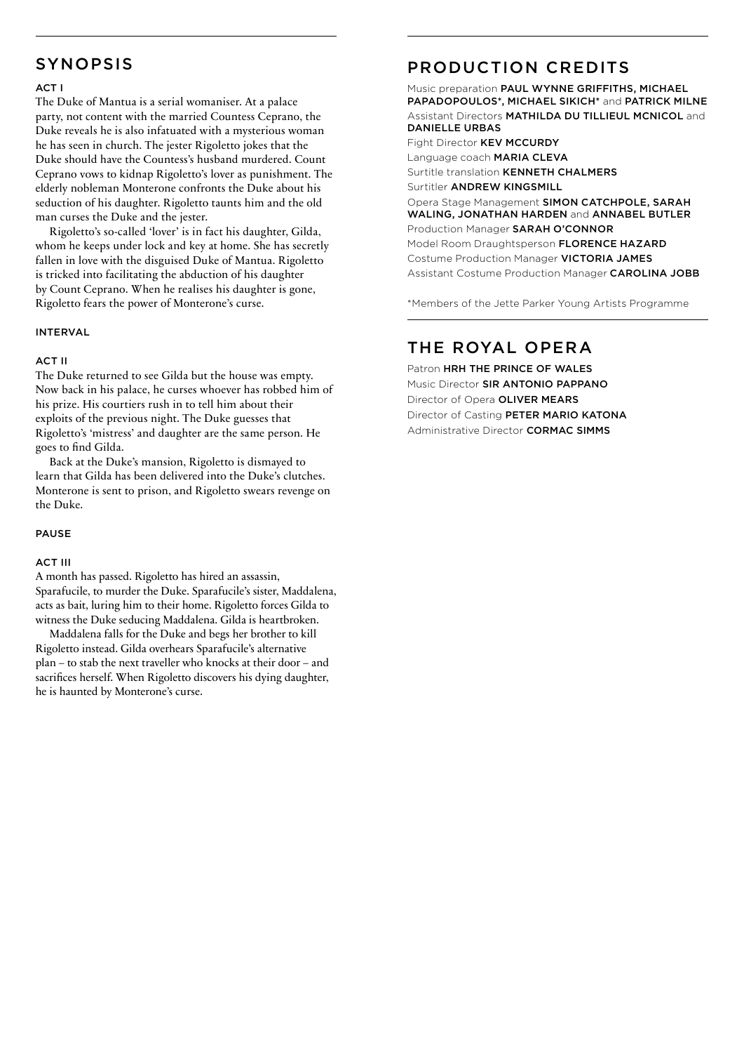## SYNOPSIS

### ACT I

The Duke of Mantua is a serial womaniser. At a palace party, not content with the married Countess Ceprano, the Duke reveals he is also infatuated with a mysterious woman he has seen in church. The jester Rigoletto jokes that the Duke should have the Countess's husband murdered. Count Ceprano vows to kidnap Rigoletto's lover as punishment. The elderly nobleman Monterone confronts the Duke about his seduction of his daughter. Rigoletto taunts him and the old man curses the Duke and the jester.

Rigoletto's so-called 'lover' is in fact his daughter, Gilda, whom he keeps under lock and key at home. She has secretly fallen in love with the disguised Duke of Mantua. Rigoletto is tricked into facilitating the abduction of his daughter by Count Ceprano. When he realises his daughter is gone, Rigoletto fears the power of Monterone's curse.

### INTERVAL

### ACT II

The Duke returned to see Gilda but the house was empty. Now back in his palace, he curses whoever has robbed him of his prize. His courtiers rush in to tell him about their exploits of the previous night. The Duke guesses that Rigoletto's 'mistress' and daughter are the same person. He goes to find Gilda.

Back at the Duke's mansion, Rigoletto is dismayed to learn that Gilda has been delivered into the Duke's clutches. Monterone is sent to prison, and Rigoletto swears revenge on the Duke.

### PAUSE

### ACT III

A month has passed. Rigoletto has hired an assassin, Sparafucile, to murder the Duke. Sparafucile's sister, Maddalena, acts as bait, luring him to their home. Rigoletto forces Gilda to witness the Duke seducing Maddalena. Gilda is heartbroken.

Maddalena falls for the Duke and begs her brother to kill Rigoletto instead. Gilda overhears Sparafucile's alternative plan – to stab the next traveller who knocks at their door – and sacrifices herself. When Rigoletto discovers his dying daughter, he is haunted by Monterone's curse.

## PRODUCTION CREDITS

Music preparation **PAUL WYNNE GRIFFITHS, MICHAEL PAPADOPOULOS*, MICHAEL SIKICH*** and **PATRICK MILNE**
Assistant Directors **MATHILDA DU TILLIEUL MCNICOL** and **DANIELLE URBAS**
Fight Director **KEV MCCURDY**
Language coach **MARIA CLEVA**
Surtitle translation **KENNETH CHALMERS**
Surtitler **ANDREW KINGSMILL**
Opera Stage Management **SIMON CATCHPOLE, SARAH WALING, JONATHAN HARDEN** and **ANNABEL BUTLER**
Production Manager **SARAH O'CONNOR**
Model Room Draughtsperson **FLORENCE HAZARD**
Costume Production Manager **VICTORIA JAMES**
Assistant Costume Production Manager **CAROLINA JOBB**

*Members of the Jette Parker Young Artists Programme

## THE ROYAL OPERA

Patron **HRH THE PRINCE OF WALES**
Music Director **SIR ANTONIO PAPPANO**
Director of Opera **OLIVER MEARS**
Director of Casting **PETER MARIO KATONA**
Administrative Director **CORMAC SIMMS**